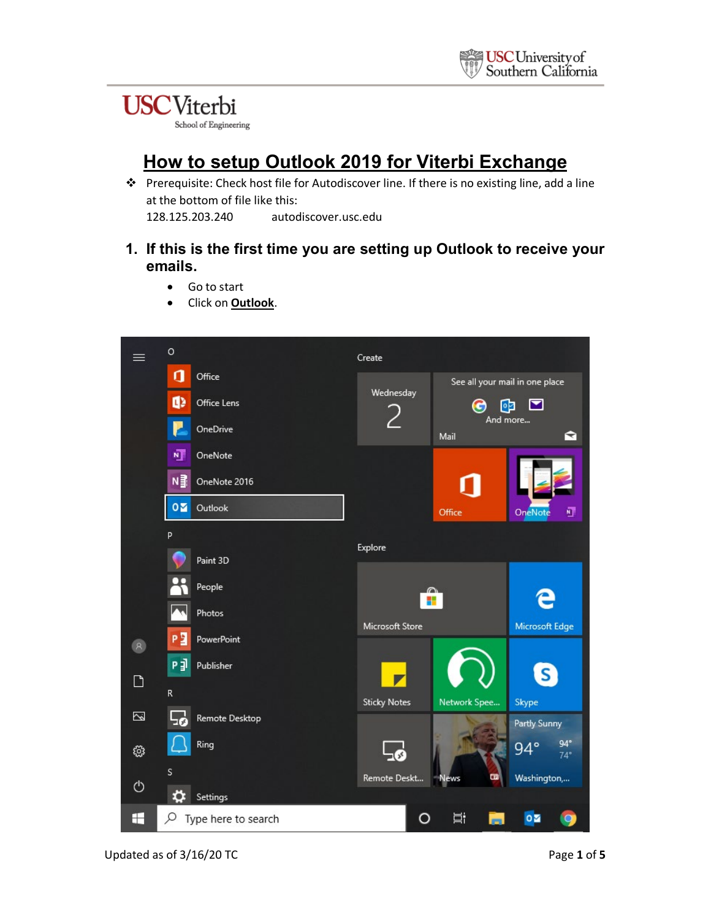# How to setup Outlook 2019 for Viterbi Exchange

- Prerequisite: Check host file for Autodiscover line. If there is no existing line, add a line at the bottom of file like this:
  128.125.203.240 autodiscover.usc.edu

## 1. If this is the first time you are setting up Outlook to receive your emails.

- Go to start
- Click on **Outlook**.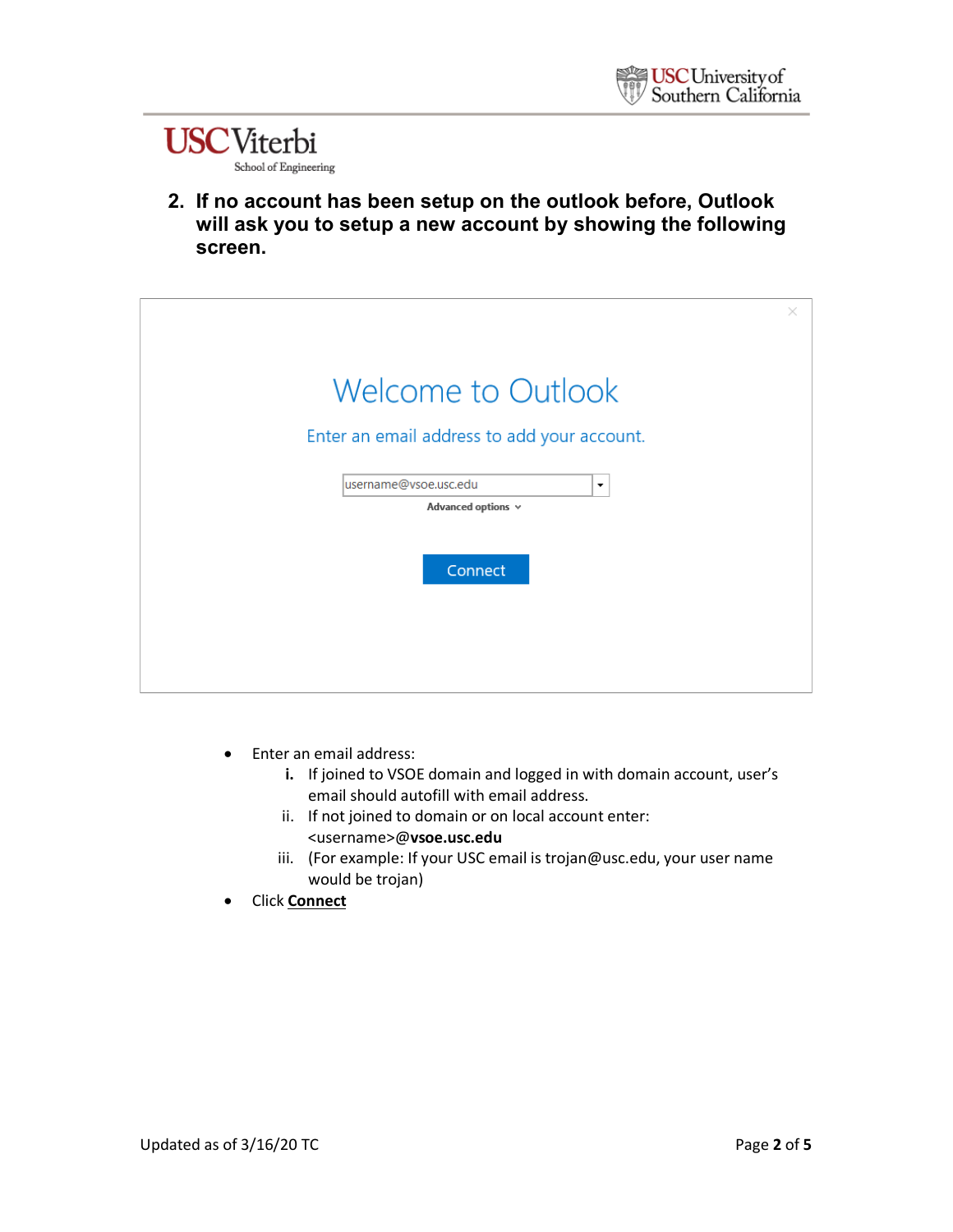2. **If no account has been setup on the outlook before, Outlook will ask you to setup a new account by showing the following screen.**

Welcome to Outlook

Enter an email address to add your account.

username@vsoe.usc.edu

Advanced options

Connect

- Enter an email address:
  - **i.** If joined to VSOE domain and logged in with domain account, user's email should autofill with email address.
  - ii. If not joined to domain or on local account enter: <username>**@vsoe.usc.edu**
  - iii. (For example: If your USC email is trojan@usc.edu, your user name would be trojan)
- Click **Connect**

Updated as of 3/16/20 TC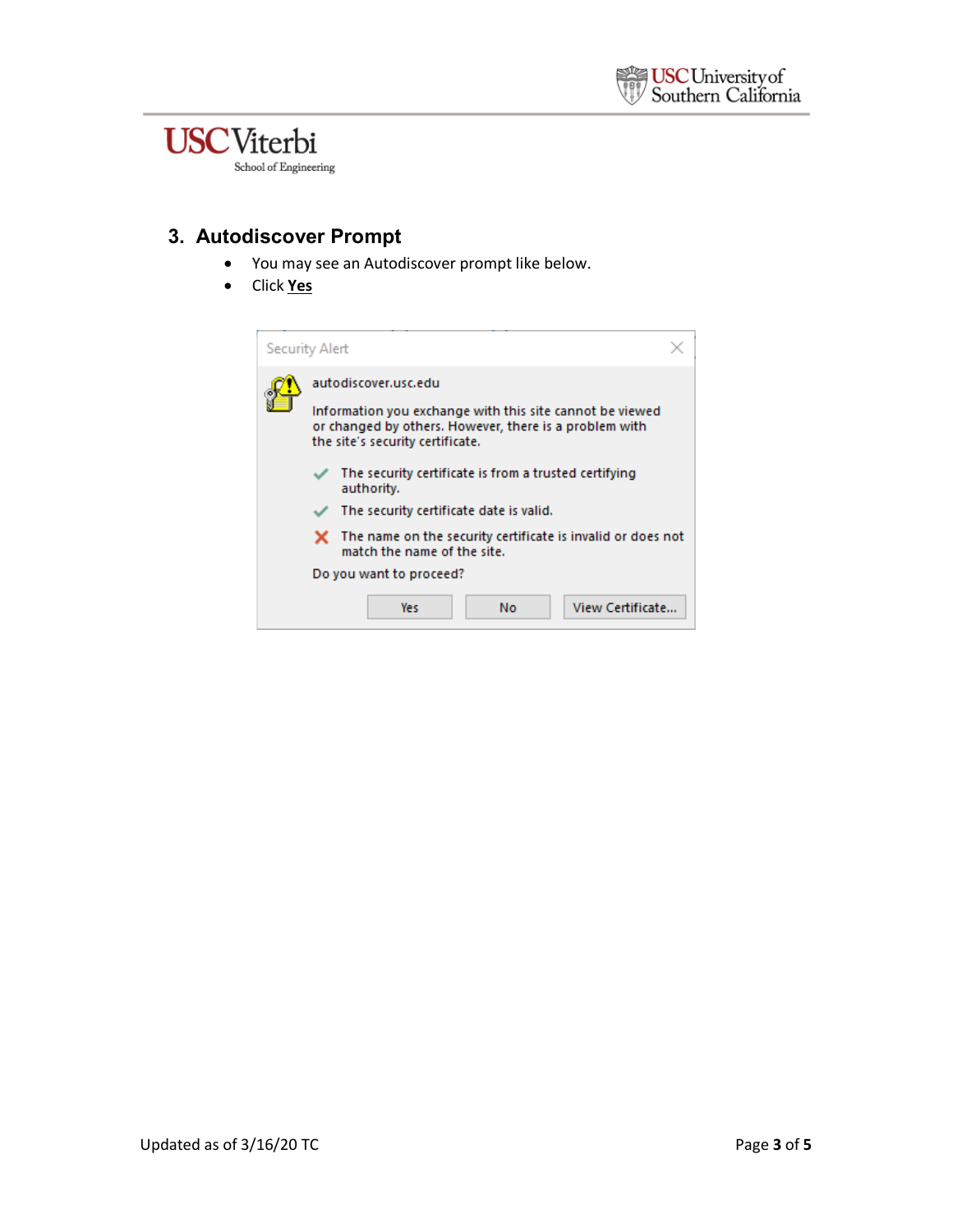## 3. Autodiscover Prompt

- You may see an Autodiscover prompt like below.
- Click **Yes**

Security Alert

autodiscover.usc.edu

Information you exchange with this site cannot be viewed or changed by others. However, there is a problem with the site's security certificate.

The security certificate is from a trusted certifying authority.

The security certificate date is valid.

The name on the security certificate is invalid or does not match the name of the site.

Do you want to proceed?

Yes No View Certificate...

Updated as of 3/16/20 TC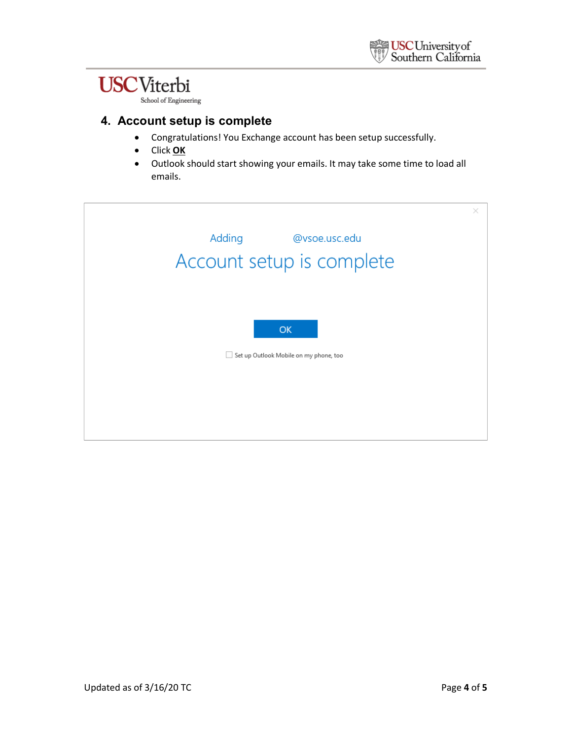## 4. Account setup is complete

- Congratulations! You Exchange account has been setup successfully.
- Click **OK**
- Outlook should start showing your emails. It may take some time to load all emails.

Adding @vsoe.usc.edu

Account setup is complete

OK

Set up Outlook Mobile on my phone, too

Updated as of 3/16/20 TC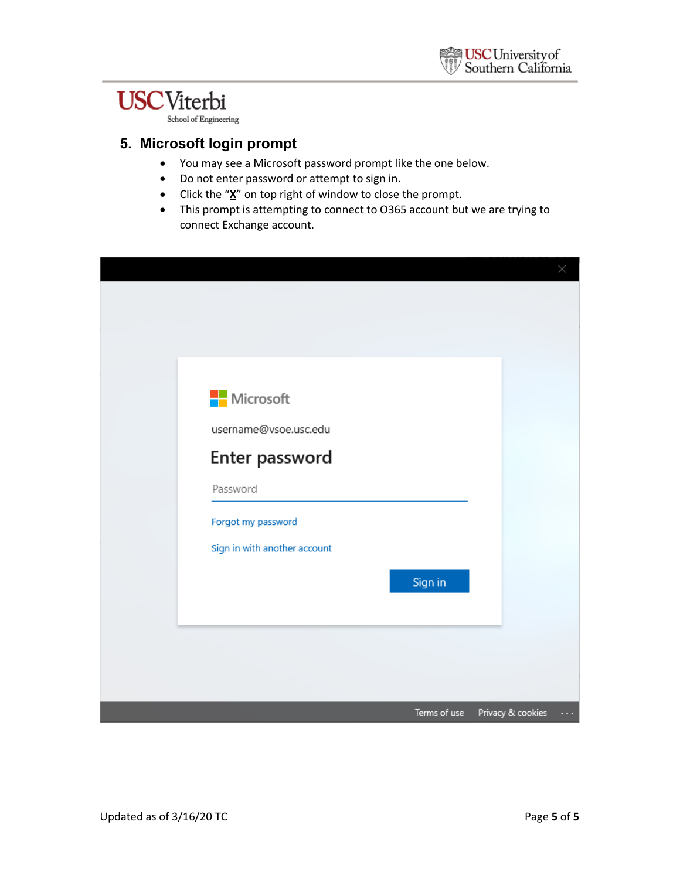## 5. Microsoft login prompt

- You may see a Microsoft password prompt like the one below.
- Do not enter password or attempt to sign in.
- Click the "**X**" on top right of window to close the prompt.
- This prompt is attempting to connect to O365 account but we are trying to connect Exchange account.

Microsoft

username@vsoe.usc.edu

Enter password

Password

Forgot my password

Sign in with another account

Sign in

Terms of use Privacy & cookies ...